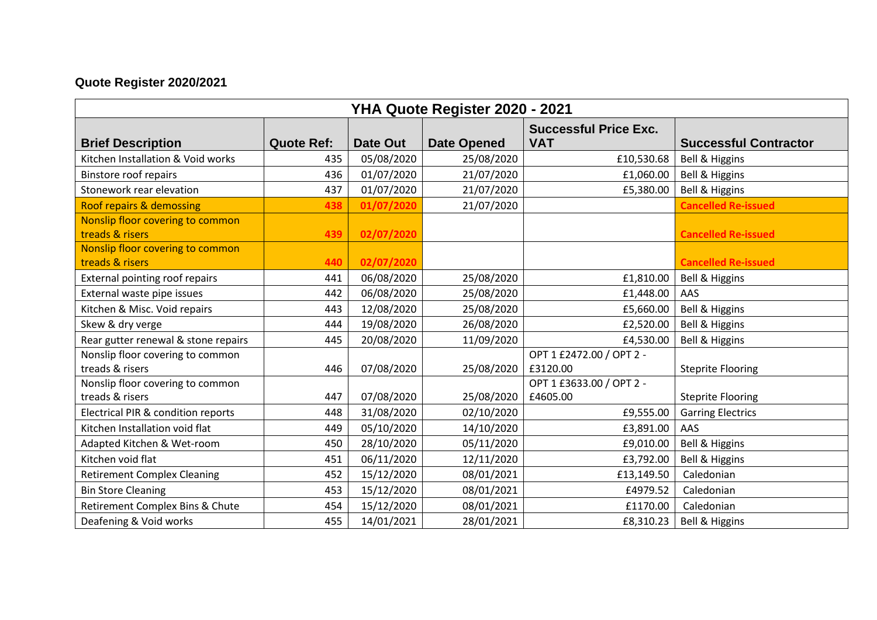## Quote Register 2020/2021

| YHA Quote Register 2020 - 2021 | | | | | |
|---|---|---|---|---|---|
| **Brief Description** | **Quote Ref:** | **Date Out** | **Date Opened** | **Successful Price Exc. VAT** | **Successful Contractor** |
| Kitchen Installation & Void works | 435 | 05/08/2020 | 25/08/2020 | £10,530.68 | Bell & Higgins |
| Binstore roof repairs | 436 | 01/07/2020 | 21/07/2020 | £1,060.00 | Bell & Higgins |
| Stonework rear elevation | 437 | 01/07/2020 | 21/07/2020 | £5,380.00 | Bell & Higgins |
| Roof repairs & demossing | 438 | 01/07/2020 | 21/07/2020 | | Cancelled Re-issued |
| Nonslip floor covering to common treads & risers | 439 | 02/07/2020 | | | Cancelled Re-issued |
| Nonslip floor covering to common treads & risers | 440 | 02/07/2020 | | | Cancelled Re-issued |
| External pointing roof repairs | 441 | 06/08/2020 | 25/08/2020 | £1,810.00 | Bell & Higgins |
| External waste pipe issues | 442 | 06/08/2020 | 25/08/2020 | £1,448.00 | AAS |
| Kitchen & Misc. Void repairs | 443 | 12/08/2020 | 25/08/2020 | £5,660.00 | Bell & Higgins |
| Skew & dry verge | 444 | 19/08/2020 | 26/08/2020 | £2,520.00 | Bell & Higgins |
| Rear gutter renewal & stone repairs | 445 | 20/08/2020 | 11/09/2020 | £4,530.00 | Bell & Higgins |
| Nonslip floor covering to common treads & risers | 446 | 07/08/2020 | 25/08/2020 | OPT 1 £2472.00 / OPT 2 - £3120.00 | Steprite Flooring |
| Nonslip floor covering to common treads & risers | 447 | 07/08/2020 | 25/08/2020 | OPT 1 £3633.00 / OPT 2 - £4605.00 | Steprite Flooring |
| Electrical PIR & condition reports | 448 | 31/08/2020 | 02/10/2020 | £9,555.00 | Garring Electrics |
| Kitchen Installation void flat | 449 | 05/10/2020 | 14/10/2020 | £3,891.00 | AAS |
| Adapted Kitchen & Wet-room | 450 | 28/10/2020 | 05/11/2020 | £9,010.00 | Bell & Higgins |
| Kitchen void flat | 451 | 06/11/2020 | 12/11/2020 | £3,792.00 | Bell & Higgins |
| Retirement Complex Cleaning | 452 | 15/12/2020 | 08/01/2021 | £13,149.50 | Caledonian |
| Bin Store Cleaning | 453 | 15/12/2020 | 08/01/2021 | £4979.52 | Caledonian |
| Retirement Complex Bins & Chute | 454 | 15/12/2020 | 08/01/2021 | £1170.00 | Caledonian |
| Deafening & Void works | 455 | 14/01/2021 | 28/01/2021 | £8,310.23 | Bell & Higgins |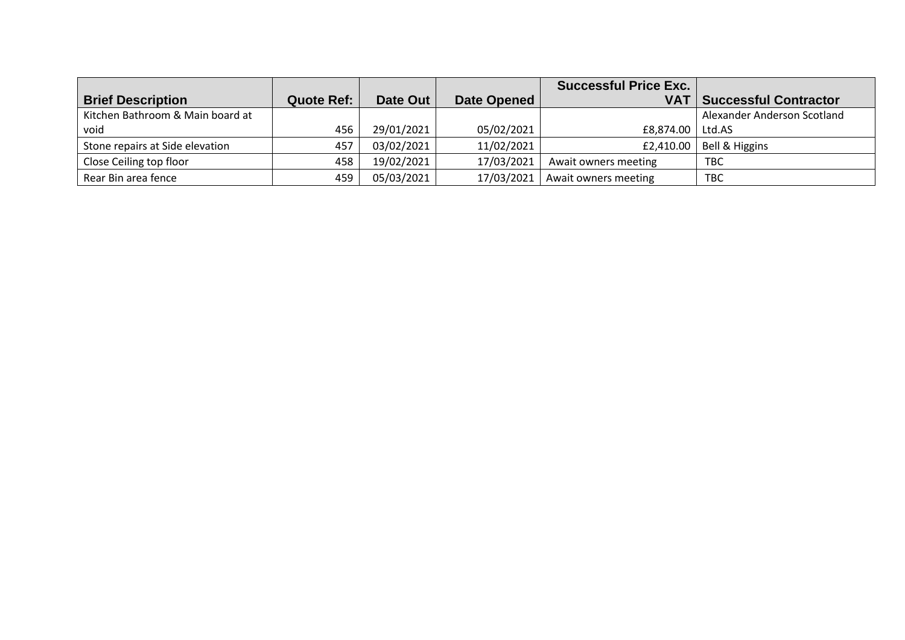| Brief Description | Quote Ref: | Date Out | Date Opened | Successful Price Exc. VAT | Successful Contractor |
|---|---|---|---|---|---|
| Kitchen Bathroom & Main board at void | 456 | 29/01/2021 | 05/02/2021 | £8,874.00 | Alexander Anderson Scotland Ltd.AS |
| Stone repairs at Side elevation | 457 | 03/02/2021 | 11/02/2021 | £2,410.00 | Bell & Higgins |
| Close Ceiling top floor | 458 | 19/02/2021 | 17/03/2021 | Await owners meeting | TBC |
| Rear Bin area fence | 459 | 05/03/2021 | 17/03/2021 | Await owners meeting | TBC |